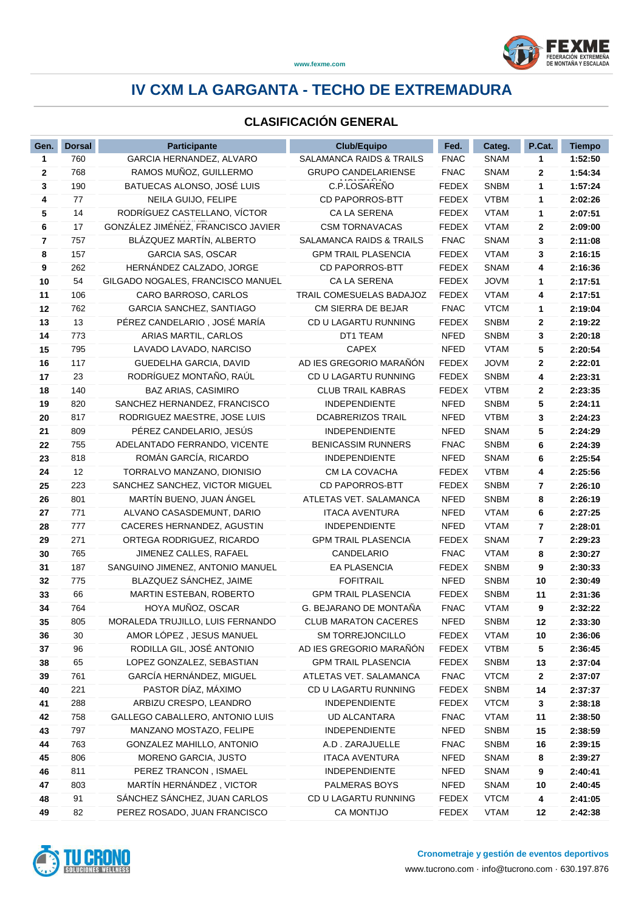# IV CXM LA GARGANTA - TECHO DE EXTREMADURA

## CLASIFICACIÓN GENERAL

| Gen. | Dorsal | Participante | Club/Equipo | Fed. | Categ. | P.Cat. | Tiempo |
|---|---|---|---|---|---|---|---|
| 1 | 760 | GARCIA HERNANDEZ, ALVARO | SALAMANCA RAIDS & TRAILS | FNAC | SNAM | 1 | 1:52:50 |
| 2 | 768 | RAMOS MUÑOZ, GUILLERMO | GRUPO CANDELARIENSE | FNAC | SNAM | 2 | 1:54:34 |
| 3 | 190 | BATUECAS ALONSO, JOSÉ LUIS | C.P.LOSAREÑO | FEDEX | SNBM | 1 | 1:57:24 |
| 4 | 77 | NEILA GUIJO, FELIPE | CD PAPORROS-BTT | FEDEX | VTBM | 1 | 2:02:26 |
| 5 | 14 | RODRÍGUEZ CASTELLANO, VÍCTOR | CA LA SERENA | FEDEX | VTAM | 1 | 2:07:51 |
| 6 | 17 | GONZÁLEZ JIMÉNEZ, FRANCISCO JAVIER | CSM TORNAVACAS | FEDEX | VTAM | 2 | 2:09:00 |
| 7 | 757 | BLÁZQUEZ MARTÍN, ALBERTO | SALAMANCA RAIDS & TRAILS | FNAC | SNAM | 3 | 2:11:08 |
| 8 | 157 | GARCIA SAS, OSCAR | GPM TRAIL PLASENCIA | FEDEX | VTAM | 3 | 2:16:15 |
| 9 | 262 | HERNÁNDEZ CALZADO, JORGE | CD PAPORROS-BTT | FEDEX | SNAM | 4 | 2:16:36 |
| 10 | 54 | GILGADO NOGALES, FRANCISCO MANUEL | CA LA SERENA | FEDEX | JOVM | 1 | 2:17:51 |
| 11 | 106 | CARO BARROSO, CARLOS | TRAIL COMESUELAS BADAJOZ | FEDEX | VTAM | 4 | 2:17:51 |
| 12 | 762 | GARCIA SANCHEZ, SANTIAGO | CM SIERRA DE BEJAR | FNAC | VTCM | 1 | 2:19:04 |
| 13 | 13 | PÉREZ CANDELARIO , JOSÉ MARÍA | CD U LAGARTU RUNNING | FEDEX | SNBM | 2 | 2:19:22 |
| 14 | 773 | ARIAS MARTIL, CARLOS | DT1 TEAM | NFED | SNBM | 3 | 2:20:18 |
| 15 | 795 | LAVADO LAVADO, NARCISO | CAPEX | NFED | VTAM | 5 | 2:20:54 |
| 16 | 117 | GUEDELHA GARCIA, DAVID | AD IES GREGORIO MARAÑÓN | FEDEX | JOVM | 2 | 2:22:01 |
| 17 | 23 | RODRÍGUEZ MONTAÑO, RAÚL | CD U LAGARTU RUNNING | FEDEX | SNBM | 4 | 2:23:31 |
| 18 | 140 | BAZ ARIAS, CASIMIRO | CLUB TRAIL KABRAS | FEDEX | VTBM | 2 | 2:23:35 |
| 19 | 820 | SANCHEZ HERNANDEZ, FRANCISCO | INDEPENDIENTE | NFED | SNBM | 5 | 2:24:11 |
| 20 | 817 | RODRIGUEZ MAESTRE, JOSE LUIS | DCABRERIZOS TRAIL | NFED | VTBM | 3 | 2:24:23 |
| 21 | 809 | PÉREZ CANDELARIO, JESÚS | INDEPENDIENTE | NFED | SNAM | 5 | 2:24:29 |
| 22 | 755 | ADELANTADO FERRANDO, VICENTE | BENICASSIM RUNNERS | FNAC | SNBM | 6 | 2:24:39 |
| 23 | 818 | ROMÁN GARCÍA, RICARDO | INDEPENDIENTE | NFED | SNAM | 6 | 2:25:54 |
| 24 | 12 | TORRALVO MANZANO, DIONISIO | CM LA COVACHA | FEDEX | VTBM | 4 | 2:25:56 |
| 25 | 223 | SANCHEZ SANCHEZ, VICTOR MIGUEL | CD PAPORROS-BTT | FEDEX | SNBM | 7 | 2:26:10 |
| 26 | 801 | MARTÍN BUENO, JUAN ÁNGEL | ATLETAS VET. SALAMANCA | NFED | SNBM | 8 | 2:26:19 |
| 27 | 771 | ALVANO CASASDEMUNT, DARIO | ITACA AVENTURA | NFED | VTAM | 6 | 2:27:25 |
| 28 | 777 | CACERES HERNANDEZ, AGUSTIN | INDEPENDIENTE | NFED | VTAM | 7 | 2:28:01 |
| 29 | 271 | ORTEGA RODRIGUEZ, RICARDO | GPM TRAIL PLASENCIA | FEDEX | SNAM | 7 | 2:29:23 |
| 30 | 765 | JIMENEZ CALLES, RAFAEL | CANDELARIO | FNAC | VTAM | 8 | 2:30:27 |
| 31 | 187 | SANGUINO JIMENEZ, ANTONIO MANUEL | EA PLASENCIA | FEDEX | SNBM | 9 | 2:30:33 |
| 32 | 775 | BLAZQUEZ SÁNCHEZ, JAIME | FOFITRAIL | NFED | SNBM | 10 | 2:30:49 |
| 33 | 66 | MARTIN ESTEBAN, ROBERTO | GPM TRAIL PLASENCIA | FEDEX | SNBM | 11 | 2:31:36 |
| 34 | 764 | HOYA MUÑOZ, OSCAR | G. BEJARANO DE MONTAÑA | FNAC | VTAM | 9 | 2:32:22 |
| 35 | 805 | MORALEDA TRUJILLO, LUIS FERNANDO | CLUB MARATON CACERES | NFED | SNBM | 12 | 2:33:30 |
| 36 | 30 | AMOR LÓPEZ , JESUS MANUEL | SM TORREJONCILLO | FEDEX | VTAM | 10 | 2:36:06 |
| 37 | 96 | RODILLA GIL, JOSÉ ANTONIO | AD IES GREGORIO MARAÑÓN | FEDEX | VTBM | 5 | 2:36:45 |
| 38 | 65 | LOPEZ GONZALEZ, SEBASTIAN | GPM TRAIL PLASENCIA | FEDEX | SNBM | 13 | 2:37:04 |
| 39 | 761 | GARCÍA HERNÁNDEZ, MIGUEL | ATLETAS VET. SALAMANCA | FNAC | VTCM | 2 | 2:37:07 |
| 40 | 221 | PASTOR DÍAZ, MÁXIMO | CD U LAGARTU RUNNING | FEDEX | SNBM | 14 | 2:37:37 |
| 41 | 288 | ARBIZU CRESPO, LEANDRO | INDEPENDIENTE | FEDEX | VTCM | 3 | 2:38:18 |
| 42 | 758 | GALLEGO CABALLERO, ANTONIO LUIS | UD ALCANTARA | FNAC | VTAM | 11 | 2:38:50 |
| 43 | 797 | MANZANO MOSTAZO, FELIPE | INDEPENDIENTE | NFED | SNBM | 15 | 2:38:59 |
| 44 | 763 | GONZALEZ MAHILLO, ANTONIO | A.D . ZARAJUELLE | FNAC | SNBM | 16 | 2:39:15 |
| 45 | 806 | MORENO GARCIA, JUSTO | ITACA AVENTURA | NFED | SNAM | 8 | 2:39:27 |
| 46 | 811 | PEREZ TRANCON , ISMAEL | INDEPENDIENTE | NFED | SNAM | 9 | 2:40:41 |
| 47 | 803 | MARTÍN HERNÁNDEZ , VICTOR | PALMERAS BOYS | NFED | SNAM | 10 | 2:40:45 |
| 48 | 91 | SÁNCHEZ SÁNCHEZ, JUAN CARLOS | CD U LAGARTU RUNNING | FEDEX | VTCM | 4 | 2:41:05 |
| 49 | 82 | PEREZ ROSADO, JUAN FRANCISCO | CA MONTIJO | FEDEX | VTAM | 12 | 2:42:38 |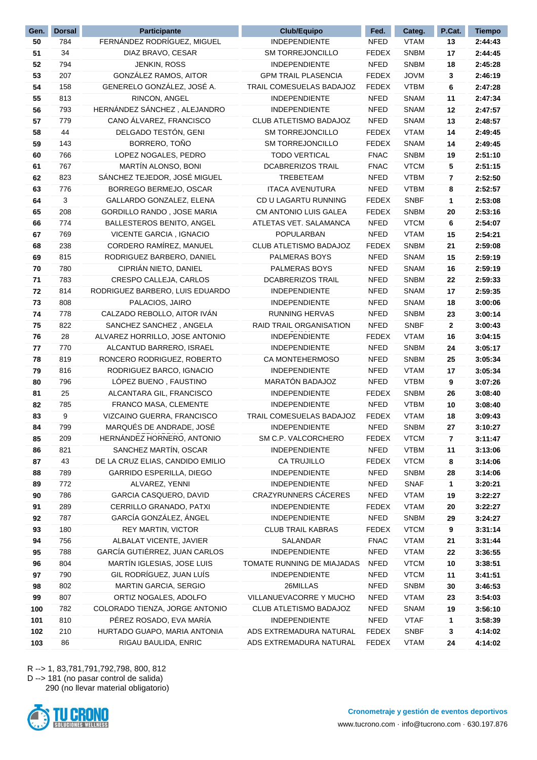| Gen. | Dorsal | Participante | Club/Equipo | Fed. | Categ. | P.Cat. | Tiempo |
|---|---|---|---|---|---|---|---|
| 50 | 784 | FERNÁNDEZ RODRÍGUEZ, MIGUEL | INDEPENDIENTE | NFED | VTAM | 13 | 2:44:43 |
| 51 | 34 | DIAZ BRAVO, CESAR | SM TORREJONCILLO | FEDEX | SNBM | 17 | 2:44:45 |
| 52 | 794 | JENKIN, ROSS | INDEPENDIENTE | NFED | SNBM | 18 | 2:45:28 |
| 53 | 207 | GONZÁLEZ RAMOS, AITOR | GPM TRAIL PLASENCIA | FEDEX | JOVM | 3 | 2:46:19 |
| 54 | 158 | GENERELO GONZÁLEZ, JOSÉ A. | TRAIL COMESUELAS BADAJOZ | FEDEX | VTBM | 6 | 2:47:28 |
| 55 | 813 | RINCON, ANGEL | INDEPENDIENTE | NFED | SNAM | 11 | 2:47:34 |
| 56 | 793 | HERNÁNDEZ SÁNCHEZ , ALEJANDRO | INDEPENDIENTE | NFED | SNAM | 12 | 2:47:57 |
| 57 | 779 | CANO ÁLVAREZ, FRANCISCO | CLUB ATLETISMO BADAJOZ | NFED | SNAM | 13 | 2:48:57 |
| 58 | 44 | DELGADO TESTÓN, GENI | SM TORREJONCILLO | FEDEX | VTAM | 14 | 2:49:45 |
| 59 | 143 | BORRERO, TOÑO | SM TORREJONCILLO | FEDEX | SNAM | 14 | 2:49:45 |
| 60 | 766 | LOPEZ NOGALES, PEDRO | TODO VERTICAL | FNAC | SNBM | 19 | 2:51:10 |
| 61 | 767 | MARTÍN ALONSO, BONI | DCABRERIZOS TRAIL | FNAC | VTCM | 5 | 2:51:15 |
| 62 | 823 | SÁNCHEZ TEJEDOR, JOSÉ MIGUEL | TREBETEAM | NFED | VTBM | 7 | 2:52:50 |
| 63 | 776 | BORREGO BERMEJO, OSCAR | ITACA AVENUTURA | NFED | VTBM | 8 | 2:52:57 |
| 64 | 3 | GALLARDO GONZALEZ, ELENA | CD U LAGARTU RUNNING | FEDEX | SNBF | 1 | 2:53:08 |
| 65 | 208 | GORDILLO RANDO , JOSE MARIA | CM ANTONIO LUIS GALEA | FEDEX | SNBM | 20 | 2:53:16 |
| 66 | 774 | BALLESTEROS BENITO, ANGEL | ATLETAS VET. SALAMANCA | NFED | VTCM | 6 | 2:54:07 |
| 67 | 769 | VICENTE GARCIA , IGNACIO | POPULARBAN | NFED | VTAM | 15 | 2:54:21 |
| 68 | 238 | CORDERO RAMÍREZ, MANUEL | CLUB ATLETISMO BADAJOZ | FEDEX | SNBM | 21 | 2:59:08 |
| 69 | 815 | RODRIGUEZ BARBERO, DANIEL | PALMERAS BOYS | NFED | SNAM | 15 | 2:59:19 |
| 70 | 780 | CIPRIÁN NIETO, DANIEL | PALMERAS BOYS | NFED | SNAM | 16 | 2:59:19 |
| 71 | 783 | CRESPO CALLEJA, CARLOS | DCABRERIZOS TRAIL | NFED | SNBM | 22 | 2:59:33 |
| 72 | 814 | RODRIGUEZ BARBERO, LUIS EDUARDO | INDEPENDIENTE | NFED | SNAM | 17 | 2:59:35 |
| 73 | 808 | PALACIOS, JAIRO | INDEPENDIENTE | NFED | SNAM | 18 | 3:00:06 |
| 74 | 778 | CALZADO REBOLLO, AITOR IVÁN | RUNNING HERVAS | NFED | SNBM | 23 | 3:00:14 |
| 75 | 822 | SANCHEZ SANCHEZ , ANGELA | RAID TRAIL ORGANISATION | NFED | SNBF | 2 | 3:00:43 |
| 76 | 28 | ALVAREZ HORRILLO, JOSE ANTONIO | INDEPENDIENTE | FEDEX | VTAM | 16 | 3:04:15 |
| 77 | 770 | ALCANTUD BARRERO, ISRAEL | INDEPENDIENTE | NFED | SNBM | 24 | 3:05:17 |
| 78 | 819 | RONCERO RODRIGUEZ, ROBERTO | CA MONTEHERMOSO | NFED | SNBM | 25 | 3:05:34 |
| 79 | 816 | RODRIGUEZ BARCO, IGNACIO | INDEPENDIENTE | NFED | VTAM | 17 | 3:05:34 |
| 80 | 796 | LÓPEZ BUENO , FAUSTINO | MARATÓN BADAJOZ | NFED | VTBM | 9 | 3:07:26 |
| 81 | 25 | ALCANTARA GIL, FRANCISCO | INDEPENDIENTE | FEDEX | SNBM | 26 | 3:08:40 |
| 82 | 785 | FRANCO MASA, CLEMENTE | INDEPENDIENTE | NFED | VTBM | 10 | 3:08:40 |
| 83 | 9 | VIZCAINO GUERRA, FRANCISCO | TRAIL COMESUELAS BADAJOZ | FEDEX | VTAM | 18 | 3:09:43 |
| 84 | 799 | MARQUÉS DE ANDRADE, JOSÉ | INDEPENDIENTE | NFED | SNBM | 27 | 3:10:27 |
| 85 | 209 | HERNÁNDEZ HORNERO, ANTONIO | SM C.P. VALCORCHERO | FEDEX | VTCM | 7 | 3:11:47 |
| 86 | 821 | SANCHEZ MARTÍN, OSCAR | INDEPENDIENTE | NFED | VTBM | 11 | 3:13:06 |
| 87 | 43 | DE LA CRUZ ELIAS, CANDIDO EMILIO | CA TRUJILLO | FEDEX | VTCM | 8 | 3:14:06 |
| 88 | 789 | GARRIDO ESPERILLA, DIEGO | INDEPENDIENTE | NFED | SNBM | 28 | 3:14:06 |
| 89 | 772 | ALVAREZ, YENNI | INDEPENDIENTE | NFED | SNAF | 1 | 3:20:21 |
| 90 | 786 | GARCIA CASQUERO, DAVID | CRAZYRUNNERS CÁCERES | NFED | VTAM | 19 | 3:22:27 |
| 91 | 289 | CERRILLO GRANADO, PATXI | INDEPENDIENTE | FEDEX | VTAM | 20 | 3:22:27 |
| 92 | 787 | GARCÍA GONZÁLEZ, ÁNGEL | INDEPENDIENTE | NFED | SNBM | 29 | 3:24:27 |
| 93 | 180 | REY MARTIN, VICTOR | CLUB TRAIL KABRAS | FEDEX | VTCM | 9 | 3:31:14 |
| 94 | 756 | ALBALAT VICENTE, JAVIER | SALANDAR | FNAC | VTAM | 21 | 3:31:44 |
| 95 | 788 | GARCÍA GUTIÉRREZ, JUAN CARLOS | INDEPENDIENTE | NFED | VTAM | 22 | 3:36:55 |
| 96 | 804 | MARTÍN IGLESIAS, JOSE LUIS | TOMATE RUNNING DE MIAJADAS | NFED | VTCM | 10 | 3:38:51 |
| 97 | 790 | GIL RODRÍGUEZ, JUAN LUÍS | INDEPENDIENTE | NFED | VTCM | 11 | 3:41:51 |
| 98 | 802 | MARTIN GARCIA, SERGIO | 26MILLAS | NFED | SNBM | 30 | 3:46:53 |
| 99 | 807 | ORTIZ NOGALES, ADOLFO | VILLANUEVACORRE Y MUCHO | NFED | VTAM | 23 | 3:54:03 |
| 100 | 782 | COLORADO TIENZA, JORGE ANTONIO | CLUB ATLETISMO BADAJOZ | NFED | SNAM | 19 | 3:56:10 |
| 101 | 810 | PÉREZ ROSADO, EVA MARÍA | INDEPENDIENTE | NFED | VTAF | 1 | 3:58:39 |
| 102 | 210 | HURTADO GUAPO, MARIA ANTONIA | ADS EXTREMADURA NATURAL | FEDEX | SNBF | 3 | 4:14:02 |
| 103 | 86 | RIGAU BAULIDA, ENRIC | ADS EXTREMADURA NATURAL | FEDEX | VTAM | 24 | 4:14:02 |

R --> 1, 83,781,791,792,798, 800, 812
D --> 181 (no pasar control de salida)
290 (no llevar material obligatorio)

TU CRONO
SOLUCIONES WELLNESS

**Cronometraje y gestión de eventos deportivos**
www.tucrono.com · info@tucrono.com · 630.197.876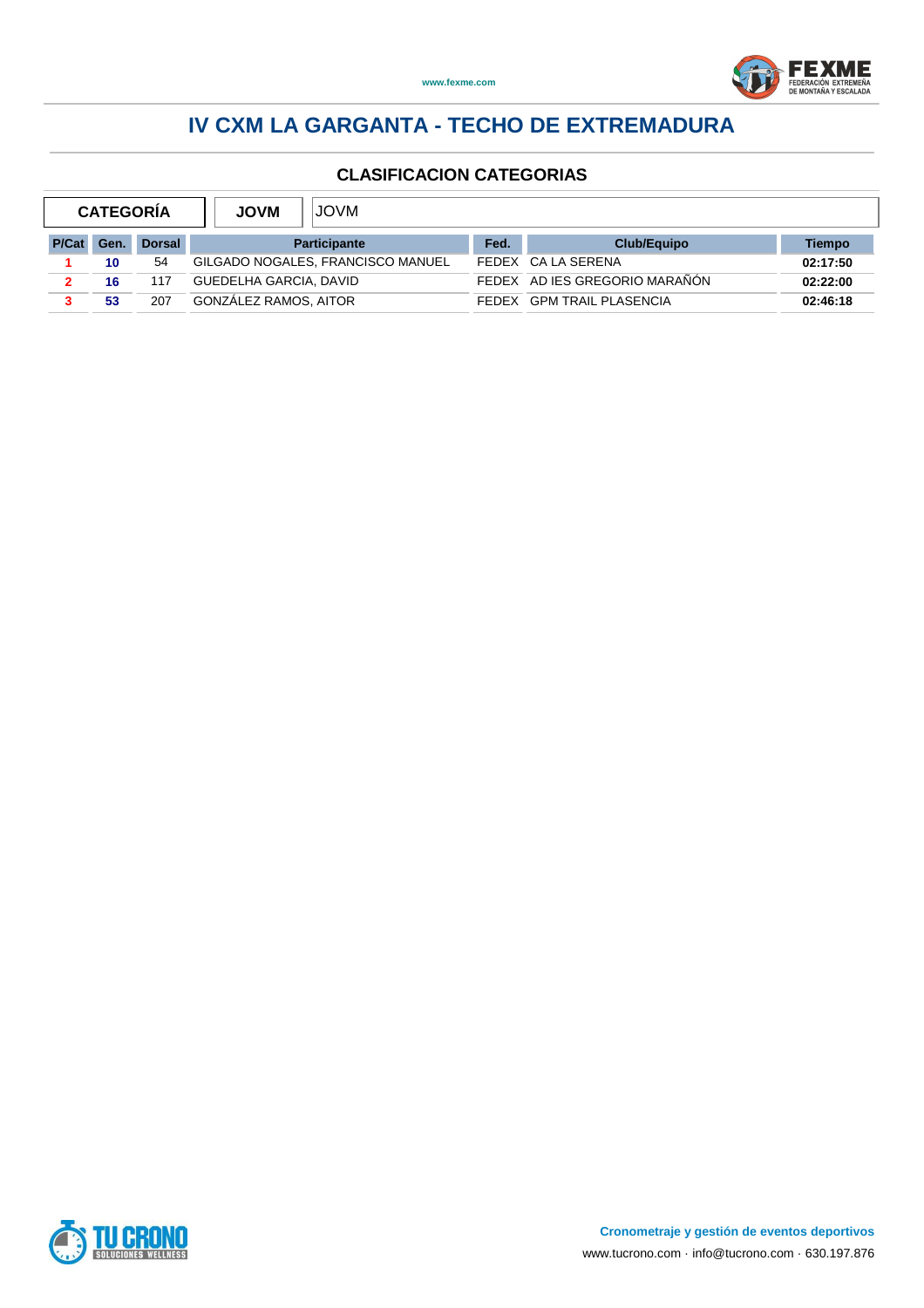# IV CXM LA GARGANTA - TECHO DE EXTREMADURA

## CLASIFICACION CATEGORIAS

| CATEGORÍA | JOVM | JOVM |
|---|---|---|

| P/Cat | Gen. | Dorsal | Participante | Fed. | Club/Equipo | Tiempo |
|---|---|---|---|---|---|---|
| 1 | 10 | 54 | GILGADO NOGALES, FRANCISCO MANUEL | FEDEX | CA LA SERENA | 02:17:50 |
| 2 | 16 | 117 | GUEDELHA GARCIA, DAVID | FEDEX | AD IES GREGORIO MARAÑÓN | 02:22:00 |
| 3 | 53 | 207 | GONZÁLEZ RAMOS, AITOR | FEDEX | GPM TRAIL PLASENCIA | 02:46:18 |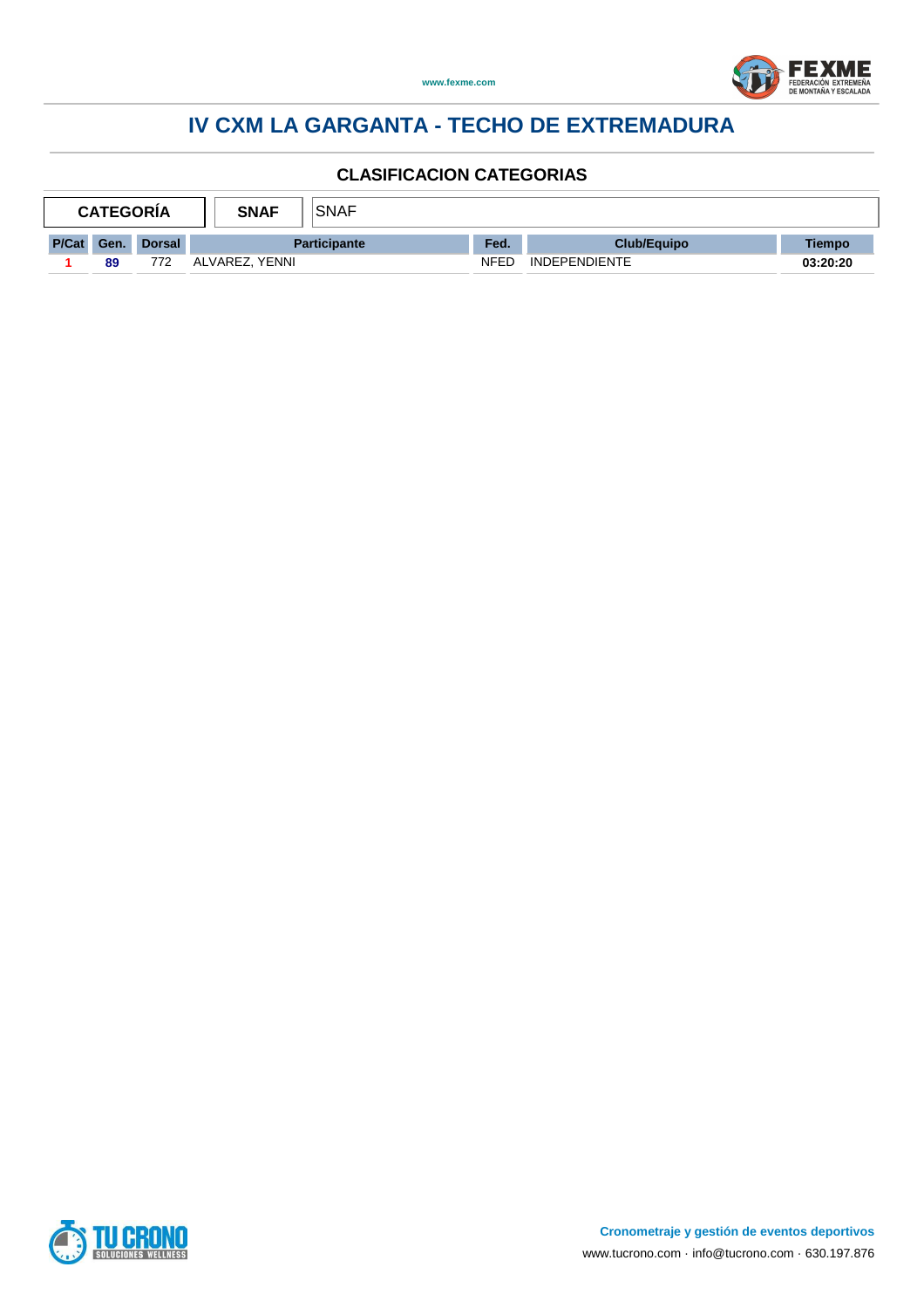# IV CXM LA GARGANTA - TECHO DE EXTREMADURA

## CLASIFICACION CATEGORIAS

| CATEGORÍA | SNAF | SNAF |
|---|---|---|

| P/Cat | Gen. | Dorsal | Participante | Fed. | Club/Equipo | Tiempo |
|---|---|---|---|---|---|---|
| 1 | 89 | 772 | ALVAREZ, YENNI | NFED | INDEPENDIENTE | 03:20:20 |

**Cronometraje y gestión de eventos deportivos**

www.tucrono.com · info@tucrono.com · 630.197.876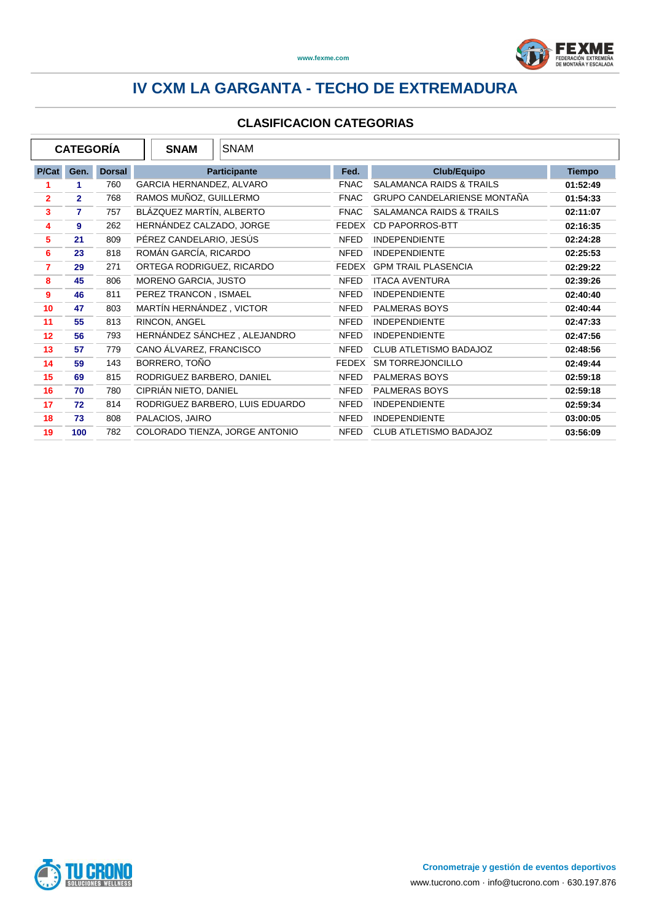# IV CXM LA GARGANTA - TECHO DE EXTREMADURA

## CLASIFICACION CATEGORIAS

| CATEGORÍA | SNAM | SNAM |
|---|---|---|

| P/Cat | Gen. | Dorsal | Participante | Fed. | Club/Equipo | Tiempo |
|---|---|---|---|---|---|---|
| 1 | 1 | 760 | GARCIA HERNANDEZ, ALVARO | FNAC | SALAMANCA RAIDS & TRAILS | 01:52:49 |
| 2 | 2 | 768 | RAMOS MUÑOZ, GUILLERMO | FNAC | GRUPO CANDELARIENSE MONTAÑA | 01:54:33 |
| 3 | 7 | 757 | BLÁZQUEZ MARTÍN, ALBERTO | FNAC | SALAMANCA RAIDS & TRAILS | 02:11:07 |
| 4 | 9 | 262 | HERNÁNDEZ CALZADO, JORGE | FEDEX | CD PAPORROS-BTT | 02:16:35 |
| 5 | 21 | 809 | PÉREZ CANDELARIO, JESÚS | NFED | INDEPENDIENTE | 02:24:28 |
| 6 | 23 | 818 | ROMÁN GARCÍA, RICARDO | NFED | INDEPENDIENTE | 02:25:53 |
| 7 | 29 | 271 | ORTEGA RODRIGUEZ, RICARDO | FEDEX | GPM TRAIL PLASENCIA | 02:29:22 |
| 8 | 45 | 806 | MORENO GARCIA, JUSTO | NFED | ITACA AVENTURA | 02:39:26 |
| 9 | 46 | 811 | PEREZ TRANCON , ISMAEL | NFED | INDEPENDIENTE | 02:40:40 |
| 10 | 47 | 803 | MARTÍN HERNÁNDEZ , VICTOR | NFED | PALMERAS BOYS | 02:40:44 |
| 11 | 55 | 813 | RINCON, ANGEL | NFED | INDEPENDIENTE | 02:47:33 |
| 12 | 56 | 793 | HERNÁNDEZ SÁNCHEZ , ALEJANDRO | NFED | INDEPENDIENTE | 02:47:56 |
| 13 | 57 | 779 | CANO ÁLVAREZ, FRANCISCO | NFED | CLUB ATLETISMO BADAJOZ | 02:48:56 |
| 14 | 59 | 143 | BORRERO, TOÑO | FEDEX | SM TORREJONCILLO | 02:49:44 |
| 15 | 69 | 815 | RODRIGUEZ BARBERO, DANIEL | NFED | PALMERAS BOYS | 02:59:18 |
| 16 | 70 | 780 | CIPRIÁN NIETO, DANIEL | NFED | PALMERAS BOYS | 02:59:18 |
| 17 | 72 | 814 | RODRIGUEZ BARBERO, LUIS EDUARDO | NFED | INDEPENDIENTE | 02:59:34 |
| 18 | 73 | 808 | PALACIOS, JAIRO | NFED | INDEPENDIENTE | 03:00:05 |
| 19 | 100 | 782 | COLORADO TIENZA, JORGE ANTONIO | NFED | CLUB ATLETISMO BADAJOZ | 03:56:09 |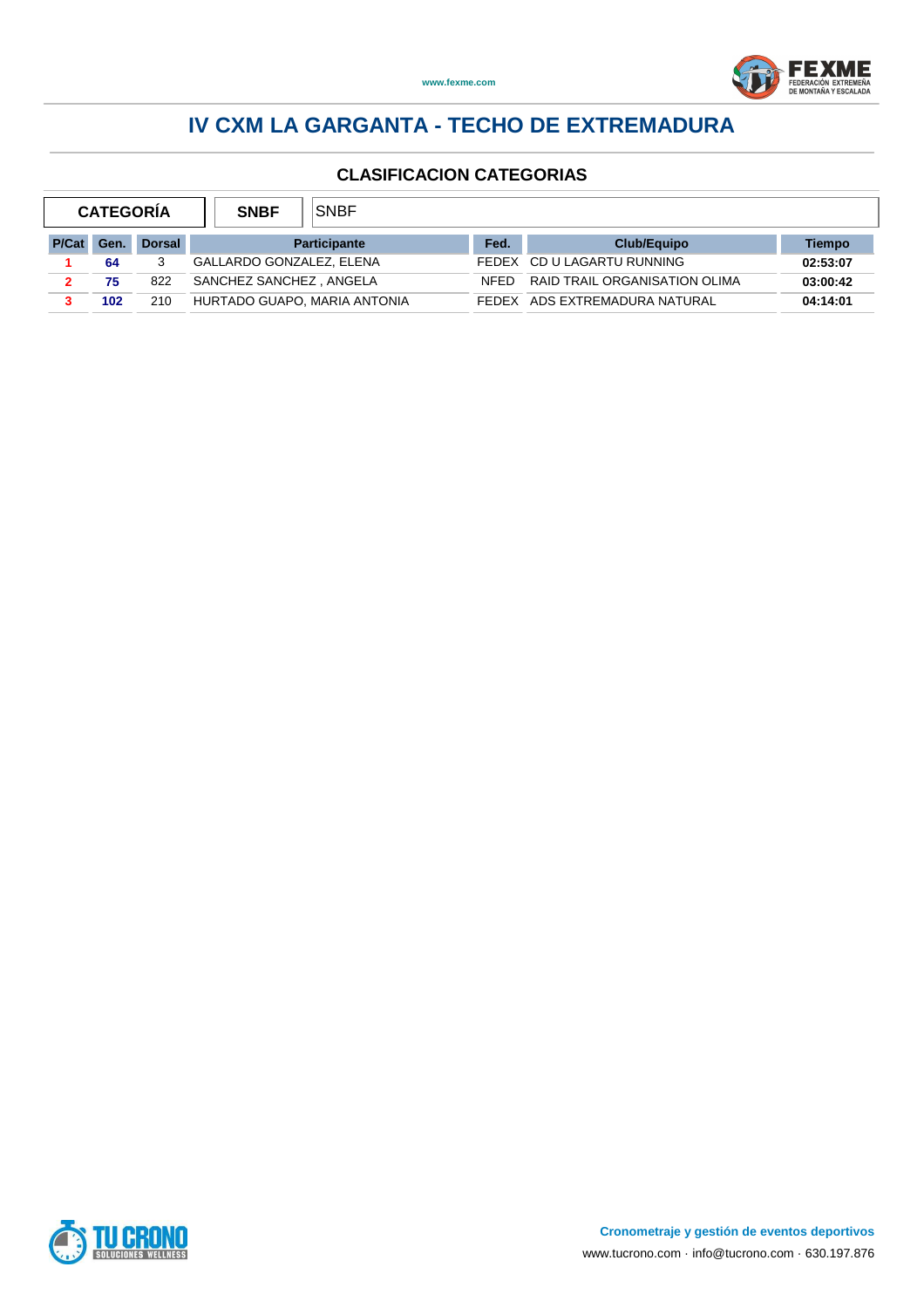# IV CXM LA GARGANTA - TECHO DE EXTREMADURA

## CLASIFICACION CATEGORIAS

| CATEGORÍA | SNBF | SNBF |
|---|---|---|

| P/Cat | Gen. | Dorsal | Participante | Fed. | Club/Equipo | Tiempo |
|---|---|---|---|---|---|---|
| 1 | 64 | 3 | GALLARDO GONZALEZ, ELENA | FEDEX | CD U LAGARTU RUNNING | 02:53:07 |
| 2 | 75 | 822 | SANCHEZ SANCHEZ , ANGELA | NFED | RAID TRAIL ORGANISATION OLIMA | 03:00:42 |
| 3 | 102 | 210 | HURTADO GUAPO, MARIA ANTONIA | FEDEX | ADS EXTREMADURA NATURAL | 04:14:01 |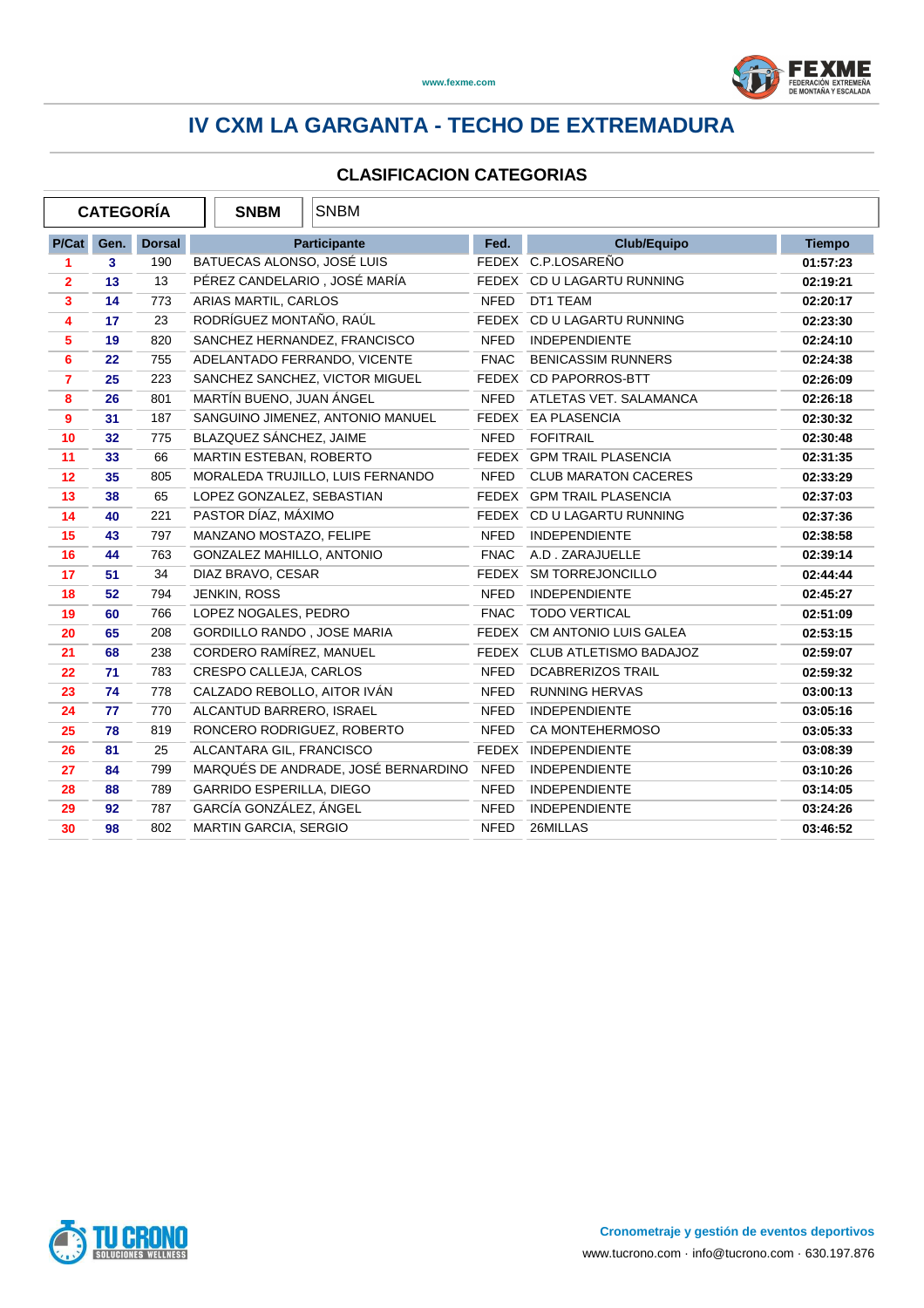# IV CXM LA GARGANTA - TECHO DE EXTREMADURA

## CLASIFICACION CATEGORIAS

| CATEGORÍA | SNBM | SNBM |
|---|---|---|

| P/Cat | Gen. | Dorsal | Participante | Fed. | Club/Equipo | Tiempo |
|---|---|---|---|---|---|---|
| 1 | 3 | 190 | BATUECAS ALONSO, JOSÉ LUIS | FEDEX | C.P.LOSAREÑO | 01:57:23 |
| 2 | 13 | 13 | PÉREZ CANDELARIO , JOSÉ MARÍA | FEDEX | CD U LAGARTU RUNNING | 02:19:21 |
| 3 | 14 | 773 | ARIAS MARTIL, CARLOS | NFED | DT1 TEAM | 02:20:17 |
| 4 | 17 | 23 | RODRÍGUEZ MONTAÑO, RAÚL | FEDEX | CD U LAGARTU RUNNING | 02:23:30 |
| 5 | 19 | 820 | SANCHEZ HERNANDEZ, FRANCISCO | NFED | INDEPENDIENTE | 02:24:10 |
| 6 | 22 | 755 | ADELANTADO FERRANDO, VICENTE | FNAC | BENICASSIM RUNNERS | 02:24:38 |
| 7 | 25 | 223 | SANCHEZ SANCHEZ, VICTOR MIGUEL | FEDEX | CD PAPORROS-BTT | 02:26:09 |
| 8 | 26 | 801 | MARTÍN BUENO, JUAN ÁNGEL | NFED | ATLETAS VET. SALAMANCA | 02:26:18 |
| 9 | 31 | 187 | SANGUINO JIMENEZ, ANTONIO MANUEL | FEDEX | EA PLASENCIA | 02:30:32 |
| 10 | 32 | 775 | BLAZQUEZ SÁNCHEZ, JAIME | NFED | FOFITRAIL | 02:30:48 |
| 11 | 33 | 66 | MARTIN ESTEBAN, ROBERTO | FEDEX | GPM TRAIL PLASENCIA | 02:31:35 |
| 12 | 35 | 805 | MORALEDA TRUJILLO, LUIS FERNANDO | NFED | CLUB MARATON CACERES | 02:33:29 |
| 13 | 38 | 65 | LOPEZ GONZALEZ, SEBASTIAN | FEDEX | GPM TRAIL PLASENCIA | 02:37:03 |
| 14 | 40 | 221 | PASTOR DÍAZ, MÁXIMO | FEDEX | CD U LAGARTU RUNNING | 02:37:36 |
| 15 | 43 | 797 | MANZANO MOSTAZO, FELIPE | NFED | INDEPENDIENTE | 02:38:58 |
| 16 | 44 | 763 | GONZALEZ MAHILLO, ANTONIO | FNAC | A.D . ZARAJUELLE | 02:39:14 |
| 17 | 51 | 34 | DIAZ BRAVO, CESAR | FEDEX | SM TORREJONCILLO | 02:44:44 |
| 18 | 52 | 794 | JENKIN, ROSS | NFED | INDEPENDIENTE | 02:45:27 |
| 19 | 60 | 766 | LOPEZ NOGALES, PEDRO | FNAC | TODO VERTICAL | 02:51:09 |
| 20 | 65 | 208 | GORDILLO RANDO , JOSE MARIA | FEDEX | CM ANTONIO LUIS GALEA | 02:53:15 |
| 21 | 68 | 238 | CORDERO RAMÍREZ, MANUEL | FEDEX | CLUB ATLETISMO BADAJOZ | 02:59:07 |
| 22 | 71 | 783 | CRESPO CALLEJA, CARLOS | NFED | DCABRERIZOS TRAIL | 02:59:32 |
| 23 | 74 | 778 | CALZADO REBOLLO, AITOR IVÁN | NFED | RUNNING HERVAS | 03:00:13 |
| 24 | 77 | 770 | ALCANTUD BARRERO, ISRAEL | NFED | INDEPENDIENTE | 03:05:16 |
| 25 | 78 | 819 | RONCERO RODRIGUEZ, ROBERTO | NFED | CA MONTEHERMOSO | 03:05:33 |
| 26 | 81 | 25 | ALCANTARA GIL, FRANCISCO | FEDEX | INDEPENDIENTE | 03:08:39 |
| 27 | 84 | 799 | MARQUÉS DE ANDRADE, JOSÉ BERNARDINO | NFED | INDEPENDIENTE | 03:10:26 |
| 28 | 88 | 789 | GARRIDO ESPERILLA, DIEGO | NFED | INDEPENDIENTE | 03:14:05 |
| 29 | 92 | 787 | GARCÍA GONZÁLEZ, ÁNGEL | NFED | INDEPENDIENTE | 03:24:26 |
| 30 | 98 | 802 | MARTIN GARCIA, SERGIO | NFED | 26MILLAS | 03:46:52 |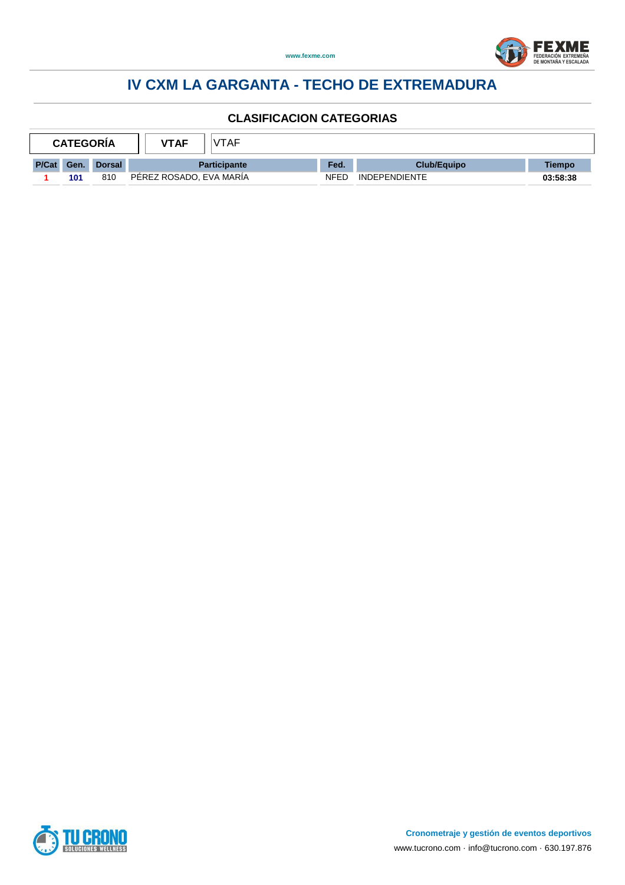# IV CXM LA GARGANTA - TECHO DE EXTREMADURA

## CLASIFICACION CATEGORIAS

| CATEGORÍA | VTAF | VTAF |
|---|---|---|

| P/Cat | Gen. | Dorsal | Participante | Fed. | Club/Equipo | Tiempo |
|---|---|---|---|---|---|---|
| 1 | 101 | 810 | PÉREZ ROSADO, EVA MARÍA | NFED | INDEPENDIENTE | 03:58:38 |

**Cronometraje y gestión de eventos deportivos**

www.tucrono.com · info@tucrono.com · 630.197.876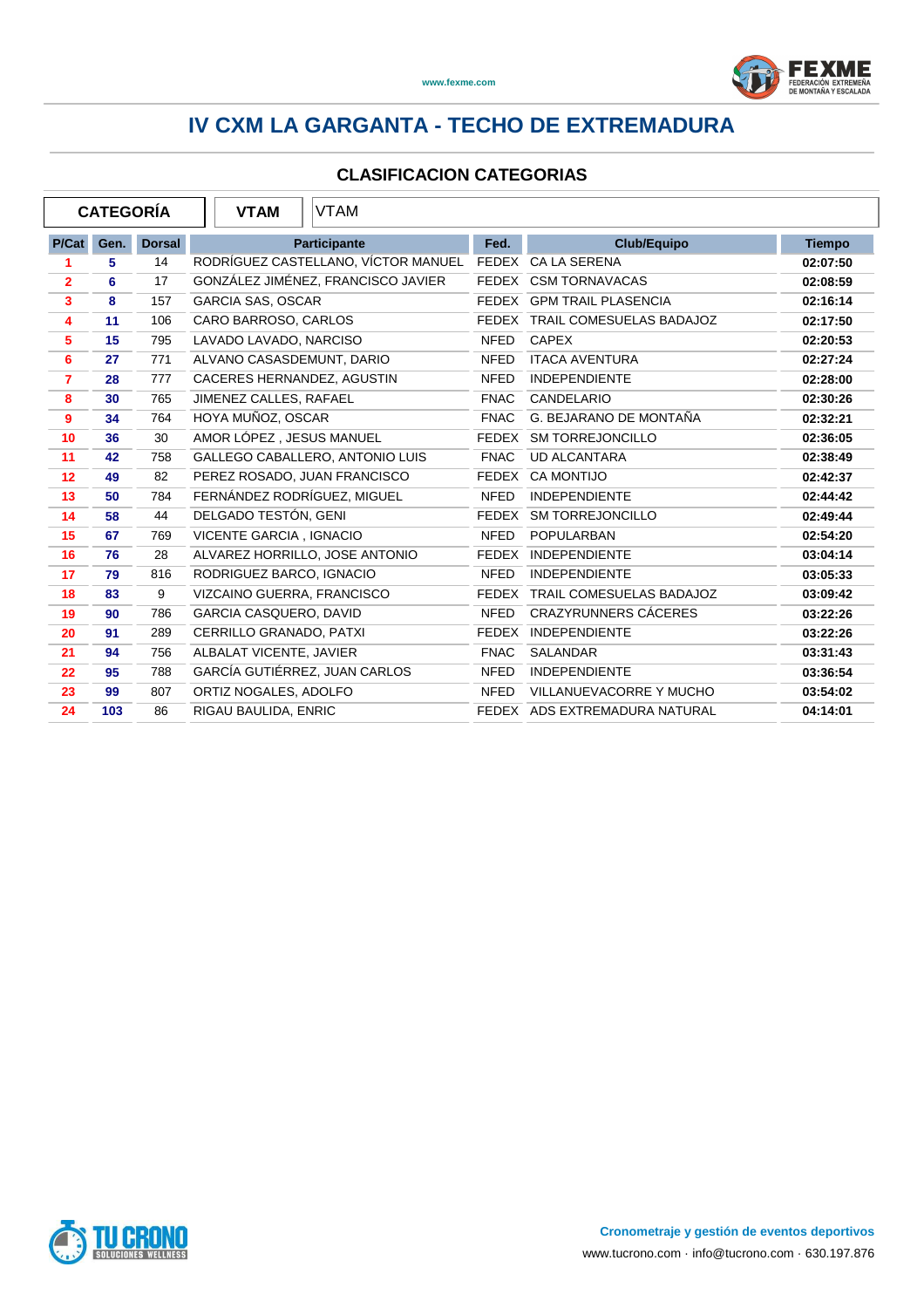# IV CXM LA GARGANTA - TECHO DE EXTREMADURA

## CLASIFICACION CATEGORIAS

| CATEGORÍA | VTAM | VTAM |
|---|---|---|

| P/Cat | Gen. | Dorsal | Participante | Fed. | Club/Equipo | Tiempo |
|---|---|---|---|---|---|---|
| 1 | 5 | 14 | RODRÍGUEZ CASTELLANO, VÍCTOR MANUEL | FEDEX | CA LA SERENA | 02:07:50 |
| 2 | 6 | 17 | GONZÁLEZ JIMÉNEZ, FRANCISCO JAVIER | FEDEX | CSM TORNAVACAS | 02:08:59 |
| 3 | 8 | 157 | GARCIA SAS, OSCAR | FEDEX | GPM TRAIL PLASENCIA | 02:16:14 |
| 4 | 11 | 106 | CARO BARROSO, CARLOS | FEDEX | TRAIL COMESUELAS BADAJOZ | 02:17:50 |
| 5 | 15 | 795 | LAVADO LAVADO, NARCISO | NFED | CAPEX | 02:20:53 |
| 6 | 27 | 771 | ALVANO CASASDEMUNT, DARIO | NFED | ITACA AVENTURA | 02:27:24 |
| 7 | 28 | 777 | CACERES HERNANDEZ, AGUSTIN | NFED | INDEPENDIENTE | 02:28:00 |
| 8 | 30 | 765 | JIMENEZ CALLES, RAFAEL | FNAC | CANDELARIO | 02:30:26 |
| 9 | 34 | 764 | HOYA MUÑOZ, OSCAR | FNAC | G. BEJARANO DE MONTAÑA | 02:32:21 |
| 10 | 36 | 30 | AMOR LÓPEZ , JESUS MANUEL | FEDEX | SM TORREJONCILLO | 02:36:05 |
| 11 | 42 | 758 | GALLEGO CABALLERO, ANTONIO LUIS | FNAC | UD ALCANTARA | 02:38:49 |
| 12 | 49 | 82 | PEREZ ROSADO, JUAN FRANCISCO | FEDEX | CA MONTIJO | 02:42:37 |
| 13 | 50 | 784 | FERNÁNDEZ RODRÍGUEZ, MIGUEL | NFED | INDEPENDIENTE | 02:44:42 |
| 14 | 58 | 44 | DELGADO TESTÓN, GENI | FEDEX | SM TORREJONCILLO | 02:49:44 |
| 15 | 67 | 769 | VICENTE GARCIA , IGNACIO | NFED | POPULARBAN | 02:54:20 |
| 16 | 76 | 28 | ALVAREZ HORRILLO, JOSE ANTONIO | FEDEX | INDEPENDIENTE | 03:04:14 |
| 17 | 79 | 816 | RODRIGUEZ BARCO, IGNACIO | NFED | INDEPENDIENTE | 03:05:33 |
| 18 | 83 | 9 | VIZCAINO GUERRA, FRANCISCO | FEDEX | TRAIL COMESUELAS BADAJOZ | 03:09:42 |
| 19 | 90 | 786 | GARCIA CASQUERO, DAVID | NFED | CRAZYRUNNERS CÁCERES | 03:22:26 |
| 20 | 91 | 289 | CERRILLO GRANADO, PATXI | FEDEX | INDEPENDIENTE | 03:22:26 |
| 21 | 94 | 756 | ALBALAT VICENTE, JAVIER | FNAC | SALANDAR | 03:31:43 |
| 22 | 95 | 788 | GARCÍA GUTIÉRREZ, JUAN CARLOS | NFED | INDEPENDIENTE | 03:36:54 |
| 23 | 99 | 807 | ORTIZ NOGALES, ADOLFO | NFED | VILLANUEVACORRE Y MUCHO | 03:54:02 |
| 24 | 103 | 86 | RIGAU BAULIDA, ENRIC | FEDEX | ADS EXTREMADURA NATURAL | 04:14:01 |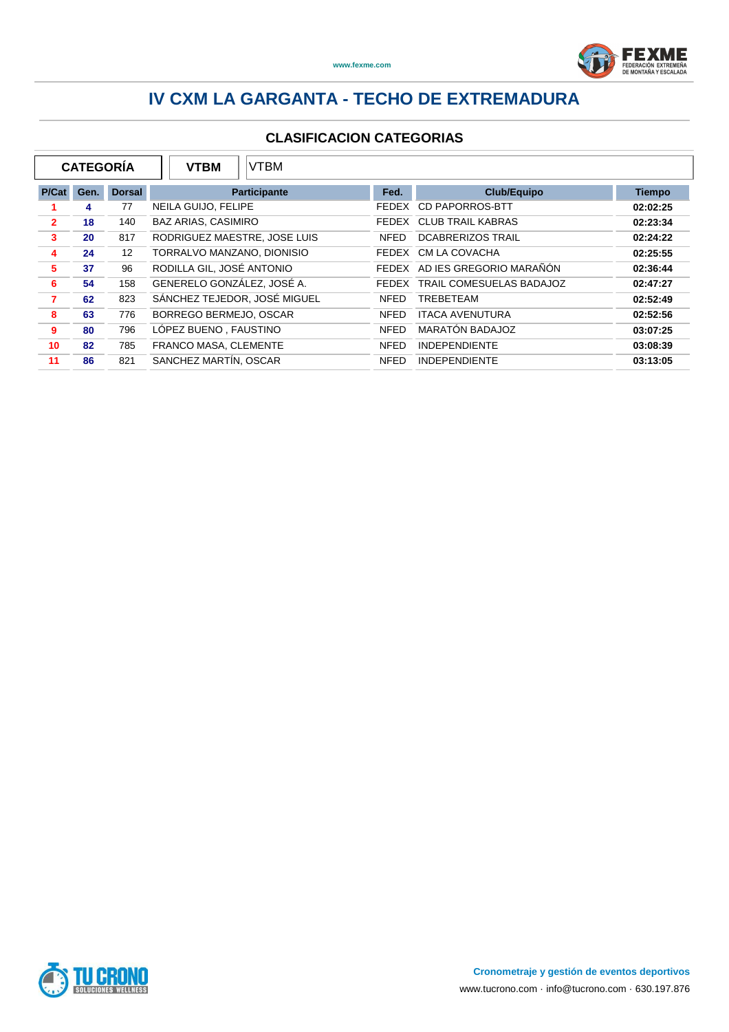# IV CXM LA GARGANTA - TECHO DE EXTREMADURA

## CLASIFICACION CATEGORIAS

| CATEGORÍA | VTBM | VTBM |
|---|---|---|

| P/Cat | Gen. | Dorsal | Participante | Fed. | Club/Equipo | Tiempo |
|---|---|---|---|---|---|---|
| 1 | 4 | 77 | NEILA GUIJO, FELIPE | FEDEX | CD PAPORROS-BTT | 02:02:25 |
| 2 | 18 | 140 | BAZ ARIAS, CASIMIRO | FEDEX | CLUB TRAIL KABRAS | 02:23:34 |
| 3 | 20 | 817 | RODRIGUEZ MAESTRE, JOSE LUIS | NFED | DCABRERIZOS TRAIL | 02:24:22 |
| 4 | 24 | 12 | TORRALVO MANZANO, DIONISIO | FEDEX | CM LA COVACHA | 02:25:55 |
| 5 | 37 | 96 | RODILLA GIL, JOSÉ ANTONIO | FEDEX | AD IES GREGORIO MARAÑÓN | 02:36:44 |
| 6 | 54 | 158 | GENERELO GONZÁLEZ, JOSÉ A. | FEDEX | TRAIL COMESUELAS BADAJOZ | 02:47:27 |
| 7 | 62 | 823 | SÁNCHEZ TEJEDOR, JOSÉ MIGUEL | NFED | TREBETEAM | 02:52:49 |
| 8 | 63 | 776 | BORREGO BERMEJO, OSCAR | NFED | ITACA AVENUTURA | 02:52:56 |
| 9 | 80 | 796 | LÓPEZ BUENO , FAUSTINO | NFED | MARATÓN BADAJOZ | 03:07:25 |
| 10 | 82 | 785 | FRANCO MASA, CLEMENTE | NFED | INDEPENDIENTE | 03:08:39 |
| 11 | 86 | 821 | SANCHEZ MARTÍN, OSCAR | NFED | INDEPENDIENTE | 03:13:05 |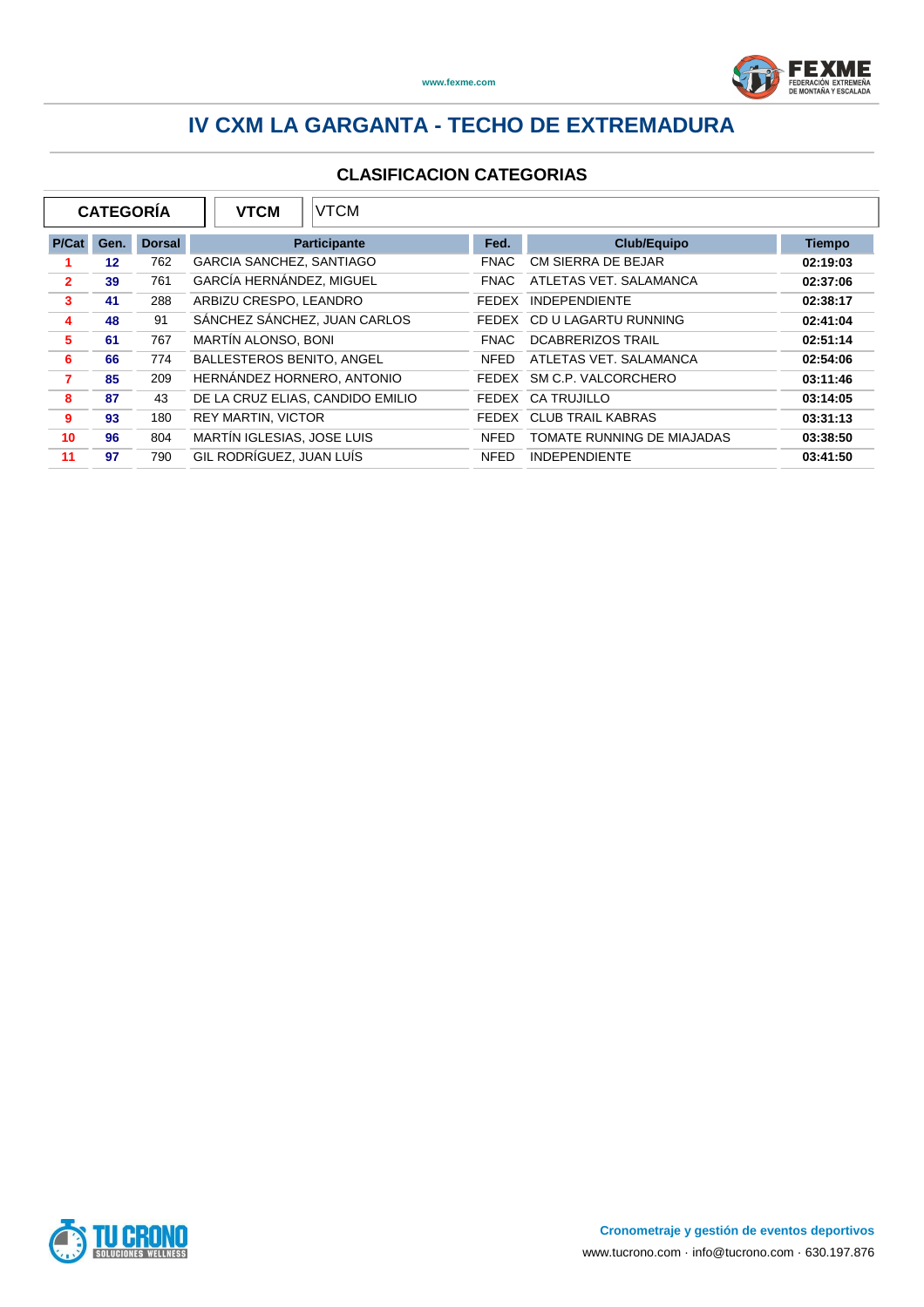# IV CXM LA GARGANTA - TECHO DE EXTREMADURA

## CLASIFICACION CATEGORIAS

| CATEGORÍA | VTCM | VTCM |
|---|---|---|

| P/Cat | Gen. | Dorsal | Participante | Fed. | Club/Equipo | Tiempo |
|---|---|---|---|---|---|---|
| 1 | 12 | 762 | GARCIA SANCHEZ, SANTIAGO | FNAC | CM SIERRA DE BEJAR | 02:19:03 |
| 2 | 39 | 761 | GARCÍA HERNÁNDEZ, MIGUEL | FNAC | ATLETAS VET. SALAMANCA | 02:37:06 |
| 3 | 41 | 288 | ARBIZU CRESPO, LEANDRO | FEDEX | INDEPENDIENTE | 02:38:17 |
| 4 | 48 | 91 | SÁNCHEZ SÁNCHEZ, JUAN CARLOS | FEDEX | CD U LAGARTU RUNNING | 02:41:04 |
| 5 | 61 | 767 | MARTÍN ALONSO, BONI | FNAC | DCABRERIZOS TRAIL | 02:51:14 |
| 6 | 66 | 774 | BALLESTEROS BENITO, ANGEL | NFED | ATLETAS VET. SALAMANCA | 02:54:06 |
| 7 | 85 | 209 | HERNÁNDEZ HORNERO, ANTONIO | FEDEX | SM C.P. VALCORCHERO | 03:11:46 |
| 8 | 87 | 43 | DE LA CRUZ ELIAS, CANDIDO EMILIO | FEDEX | CA TRUJILLO | 03:14:05 |
| 9 | 93 | 180 | REY MARTIN, VICTOR | FEDEX | CLUB TRAIL KABRAS | 03:31:13 |
| 10 | 96 | 804 | MARTÍN IGLESIAS, JOSE LUIS | NFED | TOMATE RUNNING DE MIAJADAS | 03:38:50 |
| 11 | 97 | 790 | GIL RODRÍGUEZ, JUAN LUÍS | NFED | INDEPENDIENTE | 03:41:50 |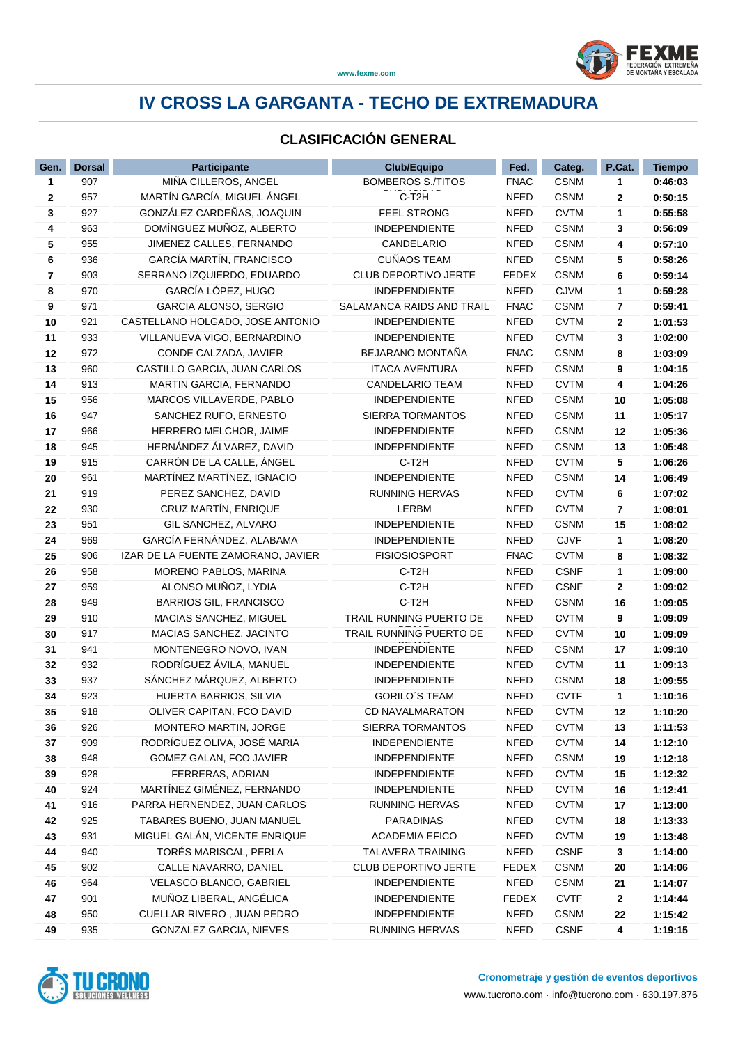# IV CROSS LA GARGANTA - TECHO DE EXTREMADURA

## CLASIFICACIÓN GENERAL

| Gen. | Dorsal | Participante | Club/Equipo | Fed. | Categ. | P.Cat. | Tiempo |
|---|---|---|---|---|---|---|---|
| 1 | 907 | MIÑA CILLEROS, ANGEL | BOMBEROS S./TITOS | FNAC | CSNM | 1 | 0:46:03 |
| 2 | 957 | MARTÍN GARCÍA, MIGUEL ÁNGEL | C-T2H | NFED | CSNM | 2 | 0:50:15 |
| 3 | 927 | GONZÁLEZ CARDEÑAS, JOAQUIN | FEEL STRONG | NFED | CVTM | 1 | 0:55:58 |
| 4 | 963 | DOMÍNGUEZ MUÑOZ, ALBERTO | INDEPENDIENTE | NFED | CSNM | 3 | 0:56:09 |
| 5 | 955 | JIMENEZ CALLES, FERNANDO | CANDELARIO | NFED | CSNM | 4 | 0:57:10 |
| 6 | 936 | GARCÍA MARTÍN, FRANCISCO | CUÑAOS TEAM | NFED | CSNM | 5 | 0:58:26 |
| 7 | 903 | SERRANO IZQUIERDO, EDUARDO | CLUB DEPORTIVO JERTE | FEDEX | CSNM | 6 | 0:59:14 |
| 8 | 970 | GARCÍA LÓPEZ, HUGO | INDEPENDIENTE | NFED | CJVM | 1 | 0:59:28 |
| 9 | 971 | GARCIA ALONSO, SERGIO | SALAMANCA RAIDS AND TRAIL | FNAC | CSNM | 7 | 0:59:41 |
| 10 | 921 | CASTELLANO HOLGADO, JOSE ANTONIO | INDEPENDIENTE | NFED | CVTM | 2 | 1:01:53 |
| 11 | 933 | VILLANUEVA VIGO, BERNARDINO | INDEPENDIENTE | NFED | CVTM | 3 | 1:02:00 |
| 12 | 972 | CONDE CALZADA, JAVIER | BEJARANO MONTAÑA | FNAC | CSNM | 8 | 1:03:09 |
| 13 | 960 | CASTILLO GARCIA, JUAN CARLOS | ITACA AVENTURA | NFED | CSNM | 9 | 1:04:15 |
| 14 | 913 | MARTIN GARCIA, FERNANDO | CANDELARIO TEAM | NFED | CVTM | 4 | 1:04:26 |
| 15 | 956 | MARCOS VILLAVERDE, PABLO | INDEPENDIENTE | NFED | CSNM | 10 | 1:05:08 |
| 16 | 947 | SANCHEZ RUFO, ERNESTO | SIERRA TORMANTOS | NFED | CSNM | 11 | 1:05:17 |
| 17 | 966 | HERRERO MELCHOR, JAIME | INDEPENDIENTE | NFED | CSNM | 12 | 1:05:36 |
| 18 | 945 | HERNÁNDEZ ÁLVAREZ, DAVID | INDEPENDIENTE | NFED | CSNM | 13 | 1:05:48 |
| 19 | 915 | CARRÓN DE LA CALLE, ÁNGEL | C-T2H | NFED | CVTM | 5 | 1:06:26 |
| 20 | 961 | MARTÍNEZ MARTÍNEZ, IGNACIO | INDEPENDIENTE | NFED | CSNM | 14 | 1:06:49 |
| 21 | 919 | PEREZ SANCHEZ, DAVID | RUNNING HERVAS | NFED | CVTM | 6 | 1:07:02 |
| 22 | 930 | CRUZ MARTÍN, ENRIQUE | LERBM | NFED | CVTM | 7 | 1:08:01 |
| 23 | 951 | GIL SANCHEZ, ALVARO | INDEPENDIENTE | NFED | CSNM | 15 | 1:08:02 |
| 24 | 969 | GARCÍA FERNÁNDEZ, ALABAMA | INDEPENDIENTE | NFED | CJVF | 1 | 1:08:20 |
| 25 | 906 | IZAR DE LA FUENTE ZAMORANO, JAVIER | FISIOSIOSPORT | FNAC | CVTM | 8 | 1:08:32 |
| 26 | 958 | MORENO PABLOS, MARINA | C-T2H | NFED | CSNF | 1 | 1:09:00 |
| 27 | 959 | ALONSO MUÑOZ, LYDIA | C-T2H | NFED | CSNF | 2 | 1:09:02 |
| 28 | 949 | BARRIOS GIL, FRANCISCO | C-T2H | NFED | CSNM | 16 | 1:09:05 |
| 29 | 910 | MACIAS SANCHEZ, MIGUEL | TRAIL RUNNING PUERTO DE | NFED | CVTM | 9 | 1:09:09 |
| 30 | 917 | MACIAS SANCHEZ, JACINTO | TRAIL RUNNING PUERTO DE | NFED | CVTM | 10 | 1:09:09 |
| 31 | 941 | MONTENEGRO NOVO, IVAN | INDEPENDIENTE | NFED | CSNM | 17 | 1:09:10 |
| 32 | 932 | RODRÍGUEZ ÁVILA, MANUEL | INDEPENDIENTE | NFED | CVTM | 11 | 1:09:13 |
| 33 | 937 | SÁNCHEZ MÁRQUEZ, ALBERTO | INDEPENDIENTE | NFED | CSNM | 18 | 1:09:55 |
| 34 | 923 | HUERTA BARRIOS, SILVIA | GORILO´S TEAM | NFED | CVTF | 1 | 1:10:16 |
| 35 | 918 | OLIVER CAPITAN, FCO DAVID | CD NAVALMARATON | NFED | CVTM | 12 | 1:10:20 |
| 36 | 926 | MONTERO MARTIN, JORGE | SIERRA TORMANTOS | NFED | CVTM | 13 | 1:11:53 |
| 37 | 909 | RODRÍGUEZ OLIVA, JOSÉ MARIA | INDEPENDIENTE | NFED | CVTM | 14 | 1:12:10 |
| 38 | 948 | GOMEZ GALAN, FCO JAVIER | INDEPENDIENTE | NFED | CSNM | 19 | 1:12:18 |
| 39 | 928 | FERRERAS, ADRIAN | INDEPENDIENTE | NFED | CVTM | 15 | 1:12:32 |
| 40 | 924 | MARTÍNEZ GIMÉNEZ, FERNANDO | INDEPENDIENTE | NFED | CVTM | 16 | 1:12:41 |
| 41 | 916 | PARRA HERNENDEZ, JUAN CARLOS | RUNNING HERVAS | NFED | CVTM | 17 | 1:13:00 |
| 42 | 925 | TABARES BUENO, JUAN MANUEL | PARADINAS | NFED | CVTM | 18 | 1:13:33 |
| 43 | 931 | MIGUEL GALÁN, VICENTE ENRIQUE | ACADEMIA EFICO | NFED | CVTM | 19 | 1:13:48 |
| 44 | 940 | TORÉS MARISCAL, PERLA | TALAVERA TRAINING | NFED | CSNF | 3 | 1:14:00 |
| 45 | 902 | CALLE NAVARRO, DANIEL | CLUB DEPORTIVO JERTE | FEDEX | CSNM | 20 | 1:14:06 |
| 46 | 964 | VELASCO BLANCO, GABRIEL | INDEPENDIENTE | NFED | CSNM | 21 | 1:14:07 |
| 47 | 901 | MUÑOZ LIBERAL, ANGÉLICA | INDEPENDIENTE | FEDEX | CVTF | 2 | 1:14:44 |
| 48 | 950 | CUELLAR RIVERO , JUAN PEDRO | INDEPENDIENTE | NFED | CSNM | 22 | 1:15:42 |
| 49 | 935 | GONZALEZ GARCIA, NIEVES | RUNNING HERVAS | NFED | CSNF | 4 | 1:19:15 |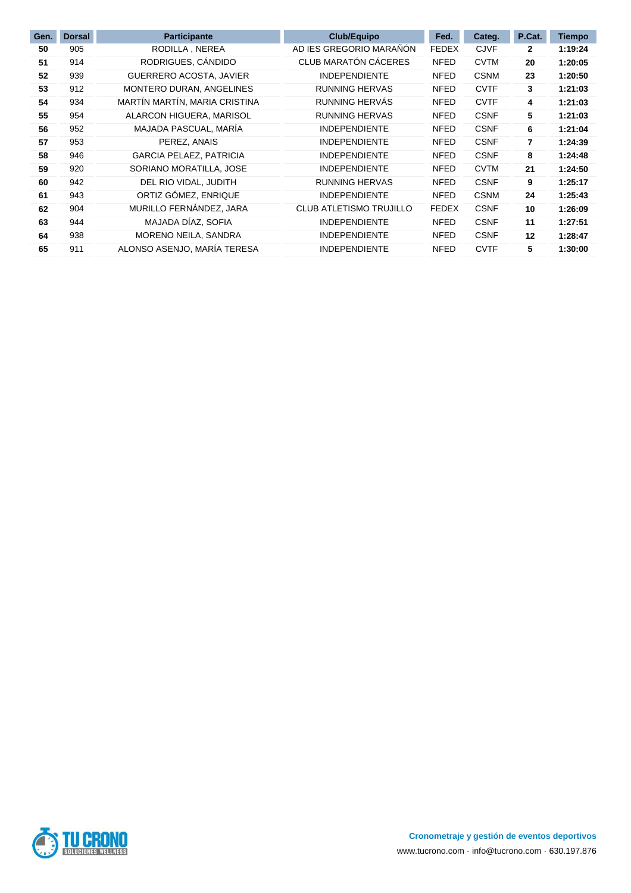| Gen. | Dorsal | Participante | Club/Equipo | Fed. | Categ. | P.Cat. | Tiempo |
|---|---|---|---|---|---|---|---|
| **50** | 905 | RODILLA , NEREA | AD IES GREGORIO MARAÑÓN | FEDEX | CJVF | **2** | **1:19:24** |
| **51** | 914 | RODRIGUES, CÁNDIDO | CLUB MARATÓN CÁCERES | NFED | CVTM | **20** | **1:20:05** |
| **52** | 939 | GUERRERO ACOSTA, JAVIER | INDEPENDIENTE | NFED | CSNM | **23** | **1:20:50** |
| **53** | 912 | MONTERO DURAN, ANGELINES | RUNNING HERVAS | NFED | CVTF | **3** | **1:21:03** |
| **54** | 934 | MARTÍN MARTÍN, MARIA CRISTINA | RUNNING HERVÁS | NFED | CVTF | **4** | **1:21:03** |
| **55** | 954 | ALARCON HIGUERA, MARISOL | RUNNING HERVAS | NFED | CSNF | **5** | **1:21:03** |
| **56** | 952 | MAJADA PASCUAL, MARÍA | INDEPENDIENTE | NFED | CSNF | **6** | **1:21:04** |
| **57** | 953 | PEREZ, ANAIS | INDEPENDIENTE | NFED | CSNF | **7** | **1:24:39** |
| **58** | 946 | GARCIA PELAEZ, PATRICIA | INDEPENDIENTE | NFED | CSNF | **8** | **1:24:48** |
| **59** | 920 | SORIANO MORATILLA, JOSE | INDEPENDIENTE | NFED | CVTM | **21** | **1:24:50** |
| **60** | 942 | DEL RIO VIDAL, JUDITH | RUNNING HERVAS | NFED | CSNF | **9** | **1:25:17** |
| **61** | 943 | ORTIZ GÓMEZ, ENRIQUE | INDEPENDIENTE | NFED | CSNM | **24** | **1:25:43** |
| **62** | 904 | MURILLO FERNÁNDEZ, JARA | CLUB ATLETISMO TRUJILLO | FEDEX | CSNF | **10** | **1:26:09** |
| **63** | 944 | MAJADA DÍAZ, SOFIA | INDEPENDIENTE | NFED | CSNF | **11** | **1:27:51** |
| **64** | 938 | MORENO NEILA, SANDRA | INDEPENDIENTE | NFED | CSNF | **12** | **1:28:47** |
| **65** | 911 | ALONSO ASENJO, MARÍA TERESA | INDEPENDIENTE | NFED | CVTF | **5** | **1:30:00** |

TU CRONO SOLUCIONES WELLNESS

**Cronometraje y gestión de eventos deportivos**
www.tucrono.com · info@tucrono.com · 630.197.876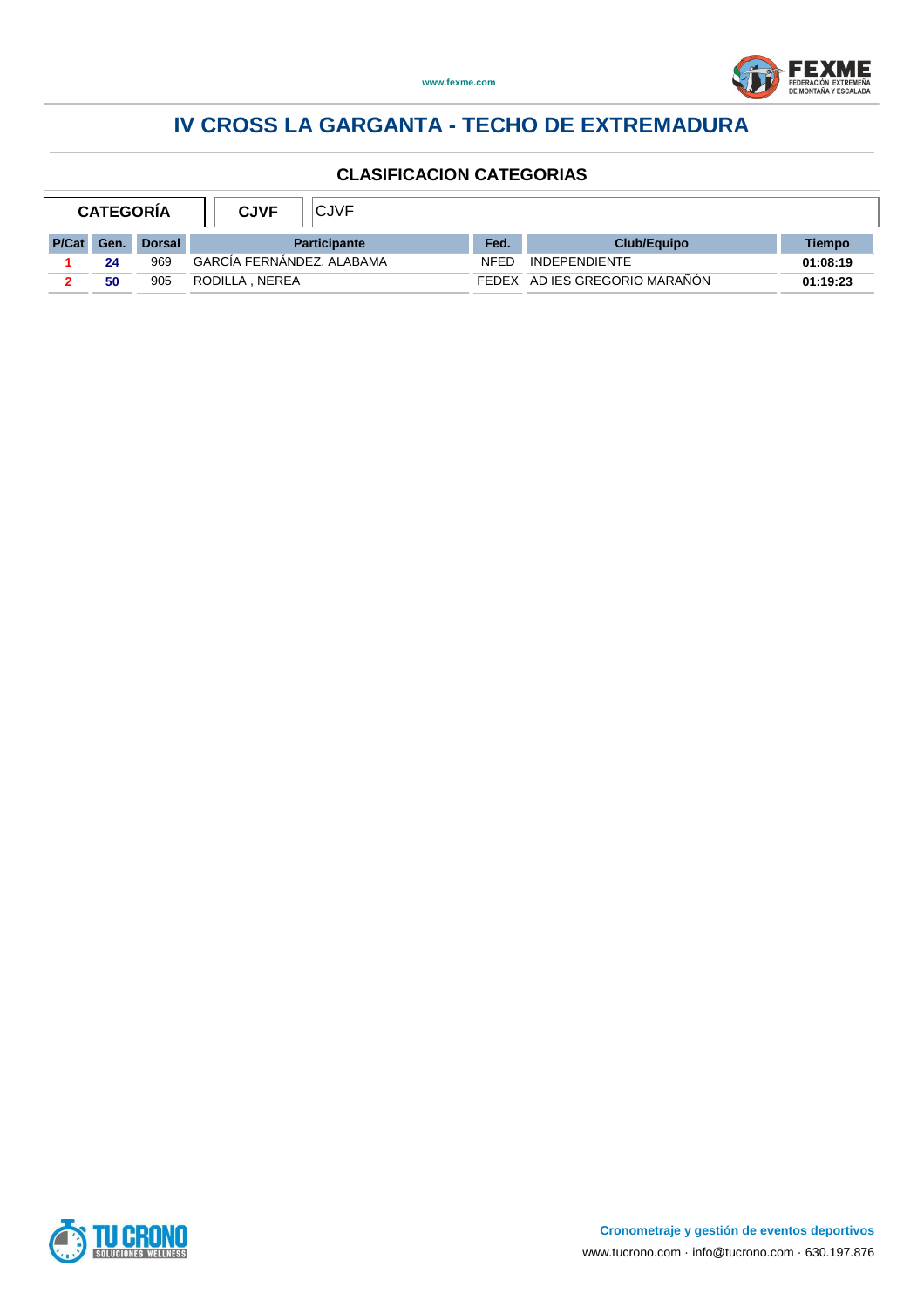# IV CROSS LA GARGANTA - TECHO DE EXTREMADURA

## CLASIFICACION CATEGORIAS

| CATEGORÍA | CJVF | CJVF |
|---|---|---|

| P/Cat | Gen. | Dorsal | Participante | Fed. | Club/Equipo | Tiempo |
|---|---|---|---|---|---|---|
| 1 | 24 | 969 | GARCÍA FERNÁNDEZ, ALABAMA | NFED | INDEPENDIENTE | 01:08:19 |
| 2 | 50 | 905 | RODILLA , NEREA | FEDEX | AD IES GREGORIO MARAÑÓN | 01:19:23 |

**Cronometraje y gestión de eventos deportivos**
www.tucrono.com · info@tucrono.com · 630.197.876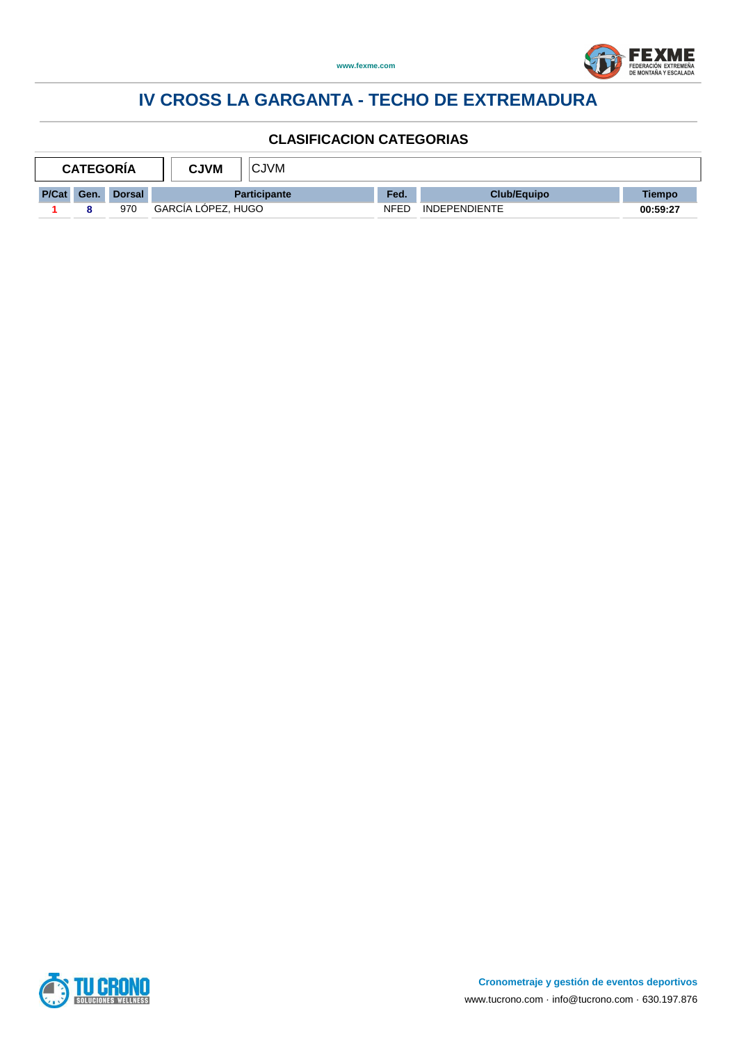# IV CROSS LA GARGANTA - TECHO DE EXTREMADURA

## CLASIFICACION CATEGORIAS

| CATEGORÍA | CJVM | CJVM |
|---|---|---|

| P/Cat | Gen. | Dorsal | Participante | Fed. | Club/Equipo | Tiempo |
|---|---|---|---|---|---|---|
| 1 | 8 | 970 | GARCÍA LÓPEZ, HUGO | NFED | INDEPENDIENTE | 00:59:27 |

**Cronometraje y gestión de eventos deportivos**

www.tucrono.com · info@tucrono.com · 630.197.876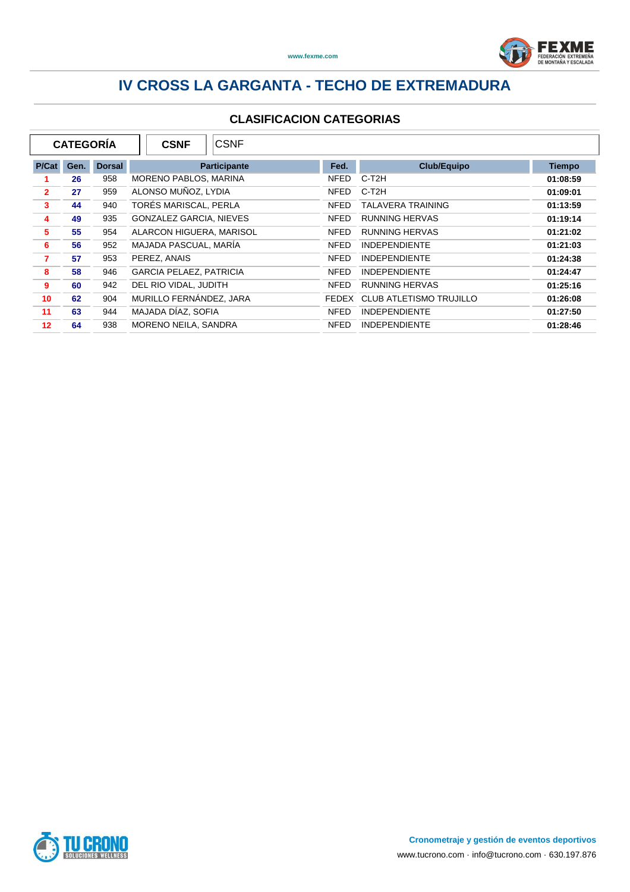# IV CROSS LA GARGANTA - TECHO DE EXTREMADURA

## CLASIFICACION CATEGORIAS

| CATEGORÍA | CSNF | CSNF |
|---|---|---|

| P/Cat | Gen. | Dorsal | Participante | Fed. | Club/Equipo | Tiempo |
|---|---|---|---|---|---|---|
| 1 | 26 | 958 | MORENO PABLOS, MARINA | NFED | C-T2H | 01:08:59 |
| 2 | 27 | 959 | ALONSO MUÑOZ, LYDIA | NFED | C-T2H | 01:09:01 |
| 3 | 44 | 940 | TORÉS MARISCAL, PERLA | NFED | TALAVERA TRAINING | 01:13:59 |
| 4 | 49 | 935 | GONZALEZ GARCIA, NIEVES | NFED | RUNNING HERVAS | 01:19:14 |
| 5 | 55 | 954 | ALARCON HIGUERA, MARISOL | NFED | RUNNING HERVAS | 01:21:02 |
| 6 | 56 | 952 | MAJADA PASCUAL, MARÍA | NFED | INDEPENDIENTE | 01:21:03 |
| 7 | 57 | 953 | PEREZ, ANAIS | NFED | INDEPENDIENTE | 01:24:38 |
| 8 | 58 | 946 | GARCIA PELAEZ, PATRICIA | NFED | INDEPENDIENTE | 01:24:47 |
| 9 | 60 | 942 | DEL RIO VIDAL, JUDITH | NFED | RUNNING HERVAS | 01:25:16 |
| 10 | 62 | 904 | MURILLO FERNÁNDEZ, JARA | FEDEX | CLUB ATLETISMO TRUJILLO | 01:26:08 |
| 11 | 63 | 944 | MAJADA DÍAZ, SOFIA | NFED | INDEPENDIENTE | 01:27:50 |
| 12 | 64 | 938 | MORENO NEILA, SANDRA | NFED | INDEPENDIENTE | 01:28:46 |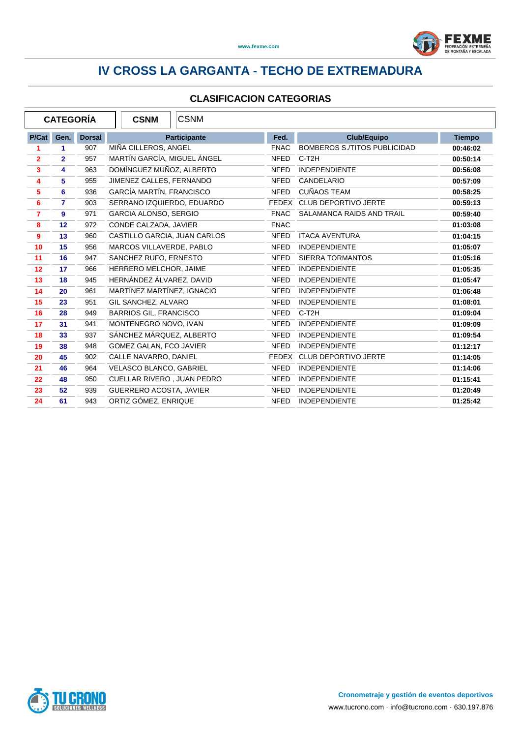# IV CROSS LA GARGANTA - TECHO DE EXTREMADURA

## CLASIFICACION CATEGORIAS

| CATEGORÍA | CSNM | CSNM |
|---|---|---|

| P/Cat | Gen. | Dorsal | Participante | Fed. | Club/Equipo | Tiempo |
|---|---|---|---|---|---|---|
| 1 | 1 | 907 | MIÑA CILLEROS, ANGEL | FNAC | BOMBEROS S./TITOS PUBLICIDAD | 00:46:02 |
| 2 | 2 | 957 | MARTÍN GARCÍA, MIGUEL ÁNGEL | NFED | C-T2H | 00:50:14 |
| 3 | 4 | 963 | DOMÍNGUEZ MUÑOZ, ALBERTO | NFED | INDEPENDIENTE | 00:56:08 |
| 4 | 5 | 955 | JIMENEZ CALLES, FERNANDO | NFED | CANDELARIO | 00:57:09 |
| 5 | 6 | 936 | GARCÍA MARTÍN, FRANCISCO | NFED | CUÑAOS TEAM | 00:58:25 |
| 6 | 7 | 903 | SERRANO IZQUIERDO, EDUARDO | FEDEX | CLUB DEPORTIVO JERTE | 00:59:13 |
| 7 | 9 | 971 | GARCIA ALONSO, SERGIO | FNAC | SALAMANCA RAIDS AND TRAIL | 00:59:40 |
| 8 | 12 | 972 | CONDE CALZADA, JAVIER | FNAC | | 01:03:08 |
| 9 | 13 | 960 | CASTILLO GARCIA, JUAN CARLOS | NFED | ITACA AVENTURA | 01:04:15 |
| 10 | 15 | 956 | MARCOS VILLAVERDE, PABLO | NFED | INDEPENDIENTE | 01:05:07 |
| 11 | 16 | 947 | SANCHEZ RUFO, ERNESTO | NFED | SIERRA TORMANTOS | 01:05:16 |
| 12 | 17 | 966 | HERRERO MELCHOR, JAIME | NFED | INDEPENDIENTE | 01:05:35 |
| 13 | 18 | 945 | HERNÁNDEZ ÁLVAREZ, DAVID | NFED | INDEPENDIENTE | 01:05:47 |
| 14 | 20 | 961 | MARTÍNEZ MARTÍNEZ, IGNACIO | NFED | INDEPENDIENTE | 01:06:48 |
| 15 | 23 | 951 | GIL SANCHEZ, ALVARO | NFED | INDEPENDIENTE | 01:08:01 |
| 16 | 28 | 949 | BARRIOS GIL, FRANCISCO | NFED | C-T2H | 01:09:04 |
| 17 | 31 | 941 | MONTENEGRO NOVO, IVAN | NFED | INDEPENDIENTE | 01:09:09 |
| 18 | 33 | 937 | SÁNCHEZ MÁRQUEZ, ALBERTO | NFED | INDEPENDIENTE | 01:09:54 |
| 19 | 38 | 948 | GOMEZ GALAN, FCO JAVIER | NFED | INDEPENDIENTE | 01:12:17 |
| 20 | 45 | 902 | CALLE NAVARRO, DANIEL | FEDEX | CLUB DEPORTIVO JERTE | 01:14:05 |
| 21 | 46 | 964 | VELASCO BLANCO, GABRIEL | NFED | INDEPENDIENTE | 01:14:06 |
| 22 | 48 | 950 | CUELLAR RIVERO , JUAN PEDRO | NFED | INDEPENDIENTE | 01:15:41 |
| 23 | 52 | 939 | GUERRERO ACOSTA, JAVIER | NFED | INDEPENDIENTE | 01:20:49 |
| 24 | 61 | 943 | ORTIZ GÓMEZ, ENRIQUE | NFED | INDEPENDIENTE | 01:25:42 |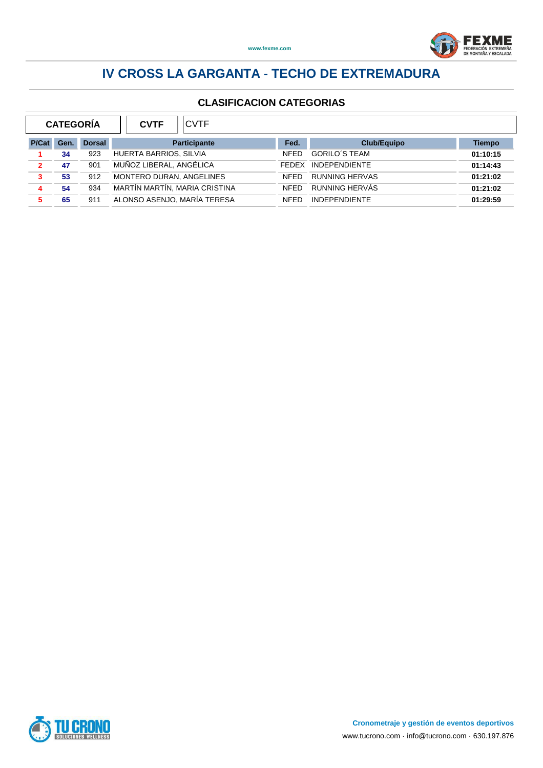# IV CROSS LA GARGANTA - TECHO DE EXTREMADURA

## CLASIFICACION CATEGORIAS

| CATEGORÍA | CVTF | CVTF |
|---|---|---|

| P/Cat | Gen. | Dorsal | Participante | Fed. | Club/Equipo | Tiempo |
|---|---|---|---|---|---|---|
| 1 | 34 | 923 | HUERTA BARRIOS, SILVIA | NFED | GORILO´S TEAM | 01:10:15 |
| 2 | 47 | 901 | MUÑOZ LIBERAL, ANGÉLICA | FEDEX | INDEPENDIENTE | 01:14:43 |
| 3 | 53 | 912 | MONTERO DURAN, ANGELINES | NFED | RUNNING HERVAS | 01:21:02 |
| 4 | 54 | 934 | MARTÍN MARTÍN, MARIA CRISTINA | NFED | RUNNING HERVÁS | 01:21:02 |
| 5 | 65 | 911 | ALONSO ASENJO, MARÍA TERESA | NFED | INDEPENDIENTE | 01:29:59 |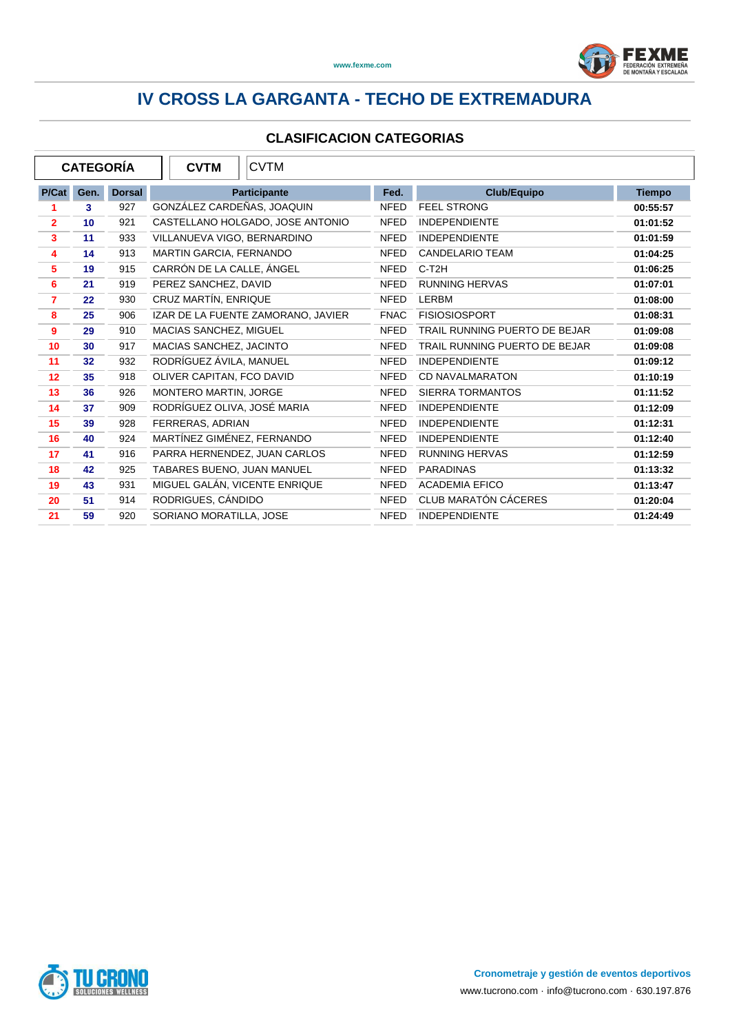# IV CROSS LA GARGANTA - TECHO DE EXTREMADURA

## CLASIFICACION CATEGORIAS

| CATEGORÍA | CVTM | CVTM |
|---|---|---|

| P/Cat | Gen. | Dorsal | Participante | Fed. | Club/Equipo | Tiempo |
|---|---|---|---|---|---|---|
| 1 | 3 | 927 | GONZÁLEZ CARDEÑAS, JOAQUIN | NFED | FEEL STRONG | 00:55:57 |
| 2 | 10 | 921 | CASTELLANO HOLGADO, JOSE ANTONIO | NFED | INDEPENDIENTE | 01:01:52 |
| 3 | 11 | 933 | VILLANUEVA VIGO, BERNARDINO | NFED | INDEPENDIENTE | 01:01:59 |
| 4 | 14 | 913 | MARTIN GARCIA, FERNANDO | NFED | CANDELARIO TEAM | 01:04:25 |
| 5 | 19 | 915 | CARRÓN DE LA CALLE, ÁNGEL | NFED | C-T2H | 01:06:25 |
| 6 | 21 | 919 | PEREZ SANCHEZ, DAVID | NFED | RUNNING HERVAS | 01:07:01 |
| 7 | 22 | 930 | CRUZ MARTÍN, ENRIQUE | NFED | LERBM | 01:08:00 |
| 8 | 25 | 906 | IZAR DE LA FUENTE ZAMORANO, JAVIER | FNAC | FISIOSIOSPORT | 01:08:31 |
| 9 | 29 | 910 | MACIAS SANCHEZ, MIGUEL | NFED | TRAIL RUNNING PUERTO DE BEJAR | 01:09:08 |
| 10 | 30 | 917 | MACIAS SANCHEZ, JACINTO | NFED | TRAIL RUNNING PUERTO DE BEJAR | 01:09:08 |
| 11 | 32 | 932 | RODRÍGUEZ ÁVILA, MANUEL | NFED | INDEPENDIENTE | 01:09:12 |
| 12 | 35 | 918 | OLIVER CAPITAN, FCO DAVID | NFED | CD NAVALMARATON | 01:10:19 |
| 13 | 36 | 926 | MONTERO MARTIN, JORGE | NFED | SIERRA TORMANTOS | 01:11:52 |
| 14 | 37 | 909 | RODRÍGUEZ OLIVA, JOSÉ MARIA | NFED | INDEPENDIENTE | 01:12:09 |
| 15 | 39 | 928 | FERRERAS, ADRIAN | NFED | INDEPENDIENTE | 01:12:31 |
| 16 | 40 | 924 | MARTÍNEZ GIMÉNEZ, FERNANDO | NFED | INDEPENDIENTE | 01:12:40 |
| 17 | 41 | 916 | PARRA HERNENDEZ, JUAN CARLOS | NFED | RUNNING HERVAS | 01:12:59 |
| 18 | 42 | 925 | TABARES BUENO, JUAN MANUEL | NFED | PARADINAS | 01:13:32 |
| 19 | 43 | 931 | MIGUEL GALÁN, VICENTE ENRIQUE | NFED | ACADEMIA EFICO | 01:13:47 |
| 20 | 51 | 914 | RODRIGUES, CÁNDIDO | NFED | CLUB MARATÓN CÁCERES | 01:20:04 |
| 21 | 59 | 920 | SORIANO MORATILLA, JOSE | NFED | INDEPENDIENTE | 01:24:49 |